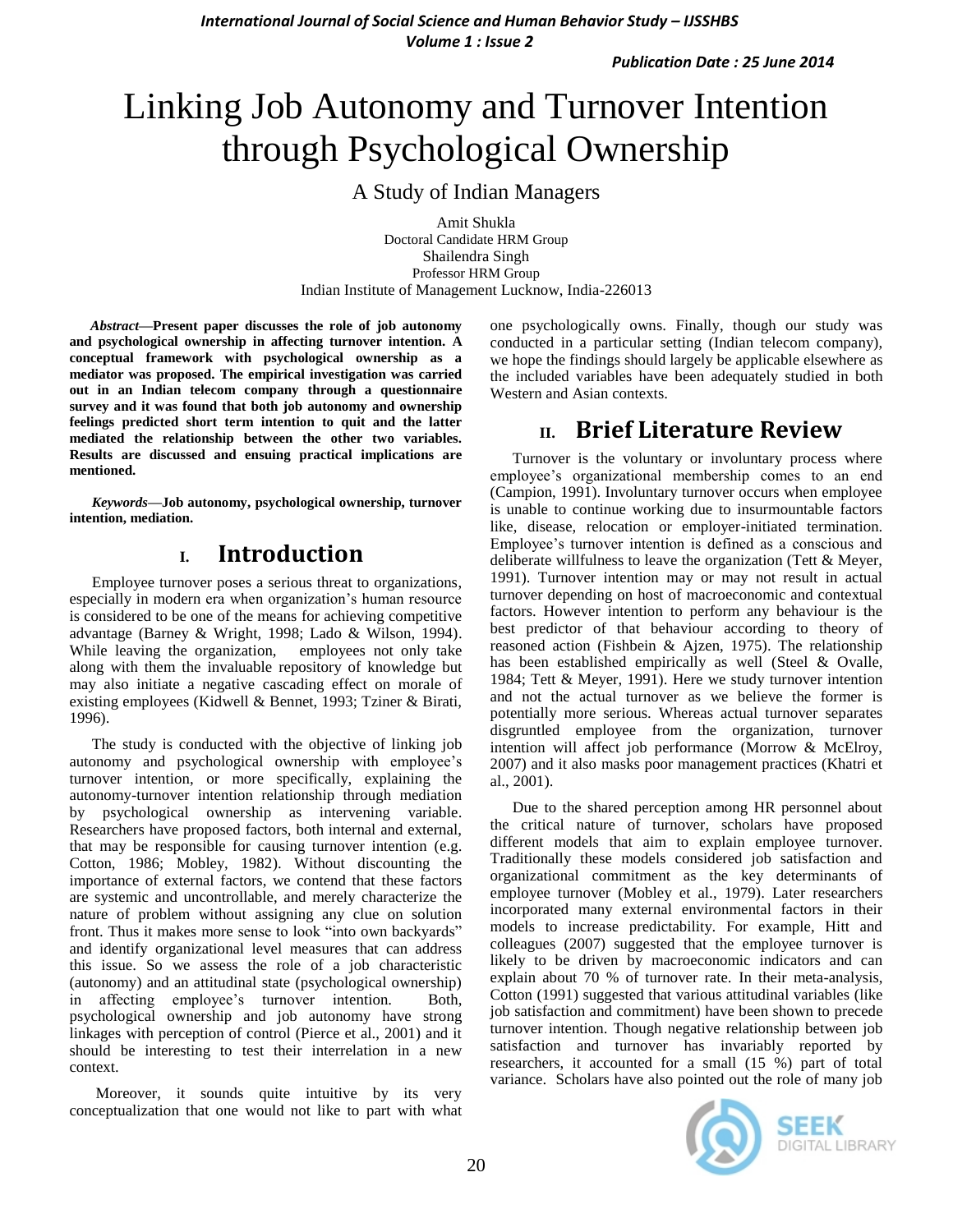# Linking Job Autonomy and Turnover Intention through Psychological Ownership

A Study of Indian Managers

Amit Shukla
Doctoral Candidate HRM Group
Shailendra Singh
Professor HRM Group
Indian Institute of Management Lucknow, India-226013

***Abstract*—Present paper discusses the role of job autonomy and psychological ownership in affecting turnover intention. A conceptual framework with psychological ownership as a mediator was proposed. The empirical investigation was carried out in an Indian telecom company through a questionnaire survey and it was found that both job autonomy and ownership feelings predicted short term intention to quit and the latter mediated the relationship between the other two variables. Results are discussed and ensuing practical implications are mentioned.**

***Keywords*—Job autonomy, psychological ownership, turnover intention, mediation.**

## I. Introduction

Employee turnover poses a serious threat to organizations, especially in modern era when organization's human resource is considered to be one of the means for achieving competitive advantage (Barney & Wright, 1998; Lado & Wilson, 1994). While leaving the organization, employees not only take along with them the invaluable repository of knowledge but may also initiate a negative cascading effect on morale of existing employees (Kidwell & Bennet, 1993; Tziner & Birati, 1996).

The study is conducted with the objective of linking job autonomy and psychological ownership with employee's turnover intention, or more specifically, explaining the autonomy-turnover intention relationship through mediation by psychological ownership as intervening variable. Researchers have proposed factors, both internal and external, that may be responsible for causing turnover intention (e.g. Cotton, 1986; Mobley, 1982). Without discounting the importance of external factors, we contend that these factors are systemic and uncontrollable, and merely characterize the nature of problem without assigning any clue on solution front. Thus it makes more sense to look "into own backyards" and identify organizational level measures that can address this issue. So we assess the role of a job characteristic (autonomy) and an attitudinal state (psychological ownership) in affecting employee's turnover intention. Both, psychological ownership and job autonomy have strong linkages with perception of control (Pierce et al., 2001) and it should be interesting to test their interrelation in a new context.

Moreover, it sounds quite intuitive by its very conceptualization that one would not like to part with what one psychologically owns. Finally, though our study was conducted in a particular setting (Indian telecom company), we hope the findings should largely be applicable elsewhere as the included variables have been adequately studied in both Western and Asian contexts.

## II. Brief Literature Review

Turnover is the voluntary or involuntary process where employee's organizational membership comes to an end (Campion, 1991). Involuntary turnover occurs when employee is unable to continue working due to insurmountable factors like, disease, relocation or employer-initiated termination. Employee's turnover intention is defined as a conscious and deliberate willfulness to leave the organization (Tett & Meyer, 1991). Turnover intention may or may not result in actual turnover depending on host of macroeconomic and contextual factors. However intention to perform any behaviour is the best predictor of that behaviour according to theory of reasoned action (Fishbein & Ajzen, 1975). The relationship has been established empirically as well (Steel & Ovalle, 1984; Tett & Meyer, 1991). Here we study turnover intention and not the actual turnover as we believe the former is potentially more serious. Whereas actual turnover separates disgruntled employee from the organization, turnover intention will affect job performance (Morrow & McElroy, 2007) and it also masks poor management practices (Khatri et al., 2001).

Due to the shared perception among HR personnel about the critical nature of turnover, scholars have proposed different models that aim to explain employee turnover. Traditionally these models considered job satisfaction and organizational commitment as the key determinants of employee turnover (Mobley et al., 1979). Later researchers incorporated many external environmental factors in their models to increase predictability. For example, Hitt and colleagues (2007) suggested that the employee turnover is likely to be driven by macroeconomic indicators and can explain about 70 % of turnover rate. In their meta-analysis, Cotton (1991) suggested that various attitudinal variables (like job satisfaction and commitment) have been shown to precede turnover intention. Though negative relationship between job satisfaction and turnover has invariably reported by researchers, it accounted for a small (15 %) part of total variance. Scholars have also pointed out the role of many job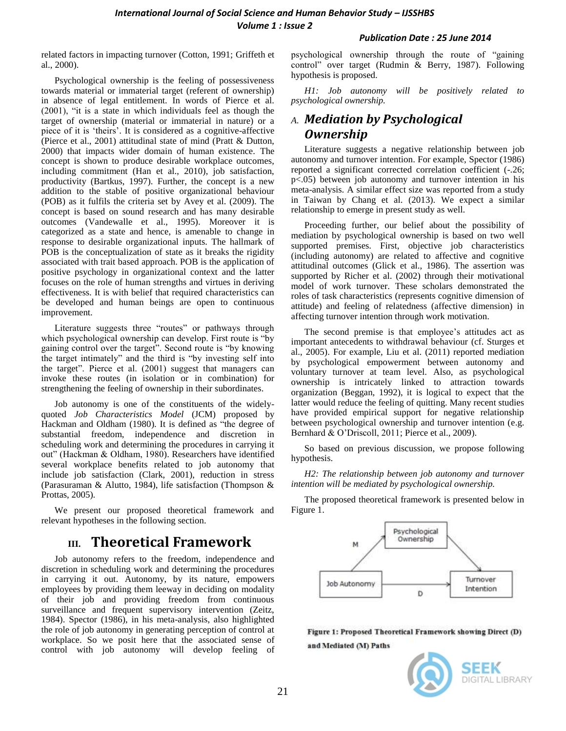related factors in impacting turnover (Cotton, 1991; Griffeth et al., 2000).

Psychological ownership is the feeling of possessiveness towards material or immaterial target (referent of ownership) in absence of legal entitlement. In words of Pierce et al. (2001), "it is a state in which individuals feel as though the target of ownership (material or immaterial in nature) or a piece of it is 'theirs'. It is considered as a cognitive-affective (Pierce et al., 2001) attitudinal state of mind (Pratt & Dutton, 2000) that impacts wider domain of human existence. The concept is shown to produce desirable workplace outcomes, including commitment (Han et al., 2010), job satisfaction, productivity (Bartkus, 1997). Further, the concept is a new addition to the stable of positive organizational behaviour (POB) as it fulfils the criteria set by Avey et al. (2009). The concept is based on sound research and has many desirable outcomes (Vandewalle et al., 1995). Moreover it is categorized as a state and hence, is amenable to change in response to desirable organizational inputs. The hallmark of POB is the conceptualization of state as it breaks the rigidity associated with trait based approach. POB is the application of positive psychology in organizational context and the latter focuses on the role of human strengths and virtues in deriving effectiveness. It is with belief that required characteristics can be developed and human beings are open to continuous improvement.

Literature suggests three "routes" or pathways through which psychological ownership can develop. First route is "by gaining control over the target". Second route is "by knowing the target intimately" and the third is "by investing self into the target". Pierce et al. (2001) suggest that managers can invoke these routes (in isolation or in combination) for strengthening the feeling of ownership in their subordinates.

Job autonomy is one of the constituents of the widely-quoted *Job Characteristics Model* (JCM) proposed by Hackman and Oldham (1980). It is defined as "the degree of substantial freedom, independence and discretion in scheduling work and determining the procedures in carrying it out" (Hackman & Oldham, 1980). Researchers have identified several workplace benefits related to job autonomy that include job satisfaction (Clark, 2001), reduction in stress (Parasuraman & Alutto, 1984), life satisfaction (Thompson & Prottas, 2005).

We present our proposed theoretical framework and relevant hypotheses in the following section.

# III. Theoretical Framework

Job autonomy refers to the freedom, independence and discretion in scheduling work and determining the procedures in carrying it out. Autonomy, by its nature, empowers employees by providing them leeway in deciding on modality of their job and providing freedom from continuous surveillance and frequent supervisory intervention (Zeitz, 1984). Spector (1986), in his meta-analysis, also highlighted the role of job autonomy in generating perception of control at workplace. So we posit here that the associated sense of control with job autonomy will develop feeling of psychological ownership through the route of "gaining control" over target (Rudmin & Berry, 1987). Following hypothesis is proposed.

*H1: Job autonomy will be positively related to psychological ownership.*

## A. Mediation by Psychological Ownership

Literature suggests a negative relationship between job autonomy and turnover intention. For example, Spector (1986) reported a significant corrected correlation coefficient (-.26; $p<.05$) between job autonomy and turnover intention in his meta-analysis. A similar effect size was reported from a study in Taiwan by Chang et al. (2013). We expect a similar relationship to emerge in present study as well.

Proceeding further, our belief about the possibility of mediation by psychological ownership is based on two well supported premises. First, objective job characteristics (including autonomy) are related to affective and cognitive attitudinal outcomes (Glick et al., 1986). The assertion was supported by Richer et al. (2002) through their motivational model of work turnover. These scholars demonstrated the roles of task characteristics (represents cognitive dimension of attitude) and feeling of relatedness (affective dimension) in affecting turnover intention through work motivation.

The second premise is that employee's attitudes act as important antecedents to withdrawal behaviour (cf. Sturges et al., 2005). For example, Liu et al. (2011) reported mediation by psychological empowerment between autonomy and voluntary turnover at team level. Also, as psychological ownership is intricately linked to attraction towards organization (Beggan, 1992), it is logical to expect that the latter would reduce the feeling of quitting. Many recent studies have provided empirical support for negative relationship between psychological ownership and turnover intention (e.g. Bernhard & O'Driscoll, 2011; Pierce et al., 2009).

So based on previous discussion, we propose following hypothesis.

*H2: The relationship between job autonomy and turnover intention will be mediated by psychological ownership.*

The proposed theoretical framework is presented below in Figure 1.

**Figure 1: Proposed Theoretical Framework showing Direct (D) and Mediated (M) Paths**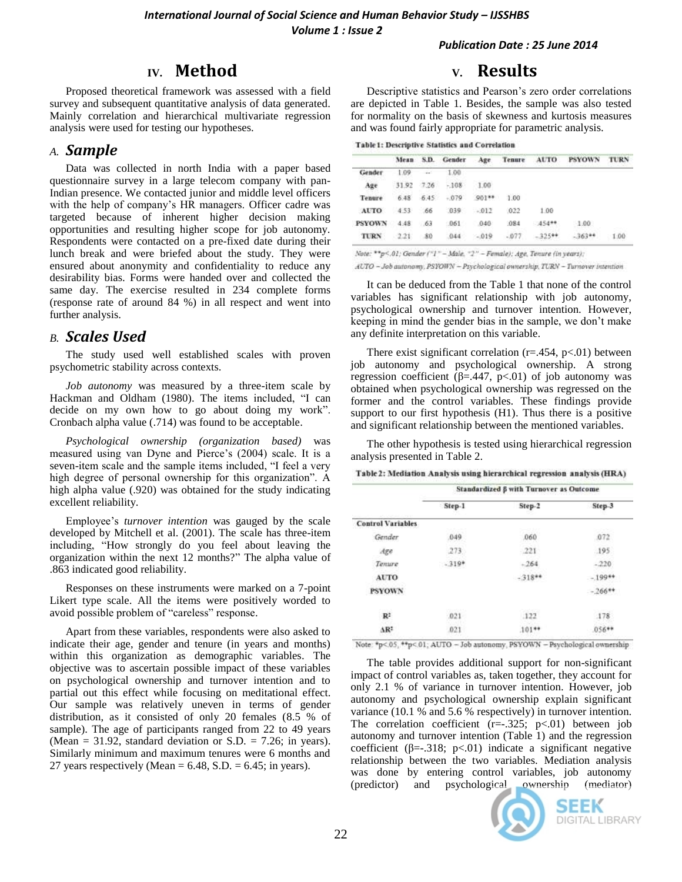# IV. Method

Proposed theoretical framework was assessed with a field survey and subsequent quantitative analysis of data generated. Mainly correlation and hierarchical multivariate regression analysis were used for testing our hypotheses.

## A. *Sample*

Data was collected in north India with a paper based questionnaire survey in a large telecom company with pan-Indian presence. We contacted junior and middle level officers with the help of company's HR managers. Officer cadre was targeted because of inherent higher decision making opportunities and resulting higher scope for job autonomy. Respondents were contacted on a pre-fixed date during their lunch break and were briefed about the study. They were ensured about anonymity and confidentiality to reduce any desirability bias. Forms were handed over and collected the same day. The exercise resulted in 234 complete forms (response rate of around 84 %) in all respect and went into further analysis.

## B. *Scales Used*

The study used well established scales with proven psychometric stability across contexts.

*Job autonomy* was measured by a three-item scale by Hackman and Oldham (1980). The items included, "I can decide on my own how to go about doing my work". Cronbach alpha value (.714) was found to be acceptable.

*Psychological ownership (organization based)* was measured using van Dyne and Pierce's (2004) scale. It is a seven-item scale and the sample items included, "I feel a very high degree of personal ownership for this organization". A high alpha value (.920) was obtained for the study indicating excellent reliability.

Employee's *turnover intention* was gauged by the scale developed by Mitchell et al. (2001). The scale has three-item including, "How strongly do you feel about leaving the organization within the next 12 months?" The alpha value of .863 indicated good reliability.

Responses on these instruments were marked on a 7-point Likert type scale. All the items were positively worded to avoid possible problem of "careless" response.

Apart from these variables, respondents were also asked to indicate their age, gender and tenure (in years and months) within this organization as demographic variables. The objective was to ascertain possible impact of these variables on psychological ownership and turnover intention and to partial out this effect while focusing on meditational effect. Our sample was relatively uneven in terms of gender distribution, as it consisted of only 20 females (8.5 % of sample). The age of participants ranged from 22 to 49 years (Mean = 31.92, standard deviation or S.D. = 7.26; in years). Similarly minimum and maximum tenures were 6 months and 27 years respectively (Mean = 6.48, S.D. = 6.45; in years).

# V. Results

Descriptive statistics and Pearson's zero order correlations are depicted in Table 1. Besides, the sample was also tested for normality on the basis of skewness and kurtosis measures and was found fairly appropriate for parametric analysis.

**Table 1: Descriptive Statistics and Correlation**

| | Mean | S.D. | Gender | Age | Tenure | AUTO | PSYOWN | TURN |
|---|---|---|---|---|---|---|---|---|
| **Gender** | 1.09 | -- | 1.00 | | | | | |
| **Age** | 31.92 | 7.26 | -.108 | 1.00 | | | | |
| **Tenure** | 6.48 | 6.45 | -.079 | .901** | 1.00 | | | |
| **AUTO** | 4.53 | .66 | .039 | -.012 | .022 | 1.00 | | |
| **PSYOWN** | 4.48 | .63 | .061 | .040 | .084 | .454** | 1.00 | |
| **TURN** | 2.21 | .80 | .044 | -.019 | -.077 | -.325** | -.363** | 1.00 |

*Note: **p<.01; Gender ("1" – Male, "2" – Female); Age, Tenure (in years); AUTO – Job autonomy, PSYOWN – Psychological ownership, TURN – Turnover intention*

It can be deduced from the Table 1 that none of the control variables has significant relationship with job autonomy, psychological ownership and turnover intention. However, keeping in mind the gender bias in the sample, we don't make any definite interpretation on this variable.

There exist significant correlation (r=.454, p<.01) between job autonomy and psychological ownership. A strong regression coefficient (β=.447, p<.01) of job autonomy was obtained when psychological ownership was regressed on the former and the control variables. These findings provide support to our first hypothesis (H1). Thus there is a positive and significant relationship between the mentioned variables.

The other hypothesis is tested using hierarchical regression analysis presented in Table 2.

**Table 2: Mediation Analysis using hierarchical regression analysis (HRA)**

| | Standardized β with Turnover as Outcome | | |
|---|---|---|---|
| | Step-1 | Step-2 | Step-3 |
| **Control Variables** | | | |
| *Gender* | .049 | .060 | .072 |
| *Age* | .273 | .221 | .195 |
| *Tenure* | -.319* | -.264 | -.220 |
| **AUTO** | | -.318** | -.199** |
| **PSYOWN** | | | -.266** |
| $R^2$ | .021 | .122 | .178 |
| $\Delta R^2$ | .021 | .101** | .056** |

Note: *p<.05, **p<.01; AUTO – Job autonomy, PSYOWN – Psychological ownership

The table provides additional support for non-significant impact of control variables as, taken together, they account for only 2.1 % of variance in turnover intention. However, job autonomy and psychological ownership explain significant variance (10.1 % and 5.6 % respectively) in turnover intention. The correlation coefficient (r=-.325; p<.01) between job autonomy and turnover intention (Table 1) and the regression coefficient (β=-.318; p<.01) indicate a significant negative relationship between the two variables. Mediation analysis was done by entering control variables, job autonomy (predictor) and psychological ownership (mediator)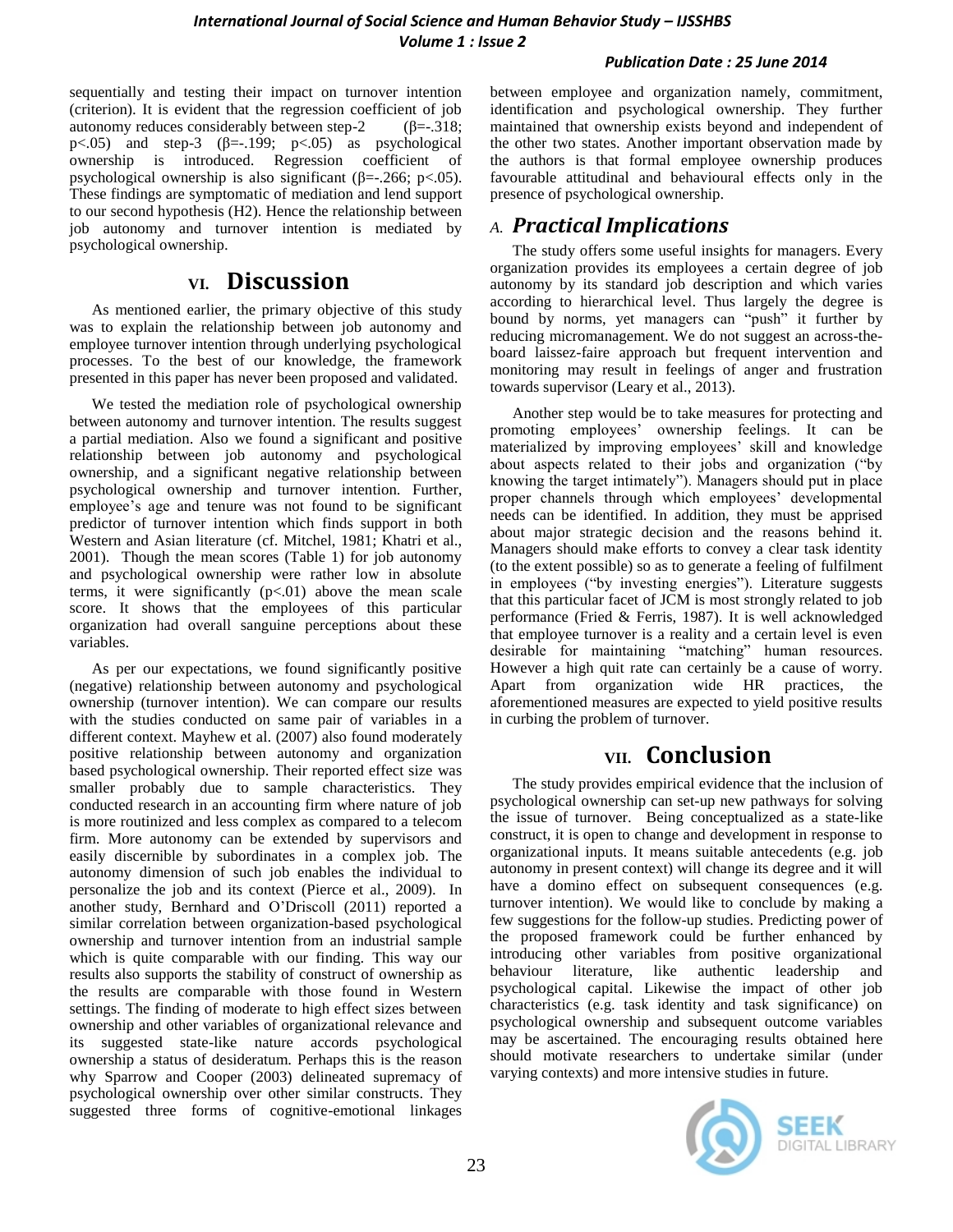sequentially and testing their impact on turnover intention (criterion). It is evident that the regression coefficient of job autonomy reduces considerably between step-2 (β=-.318; $p<.05$) and step-3 (β=-.199; $p<.05$) as psychological ownership is introduced. Regression coefficient of psychological ownership is also significant (β=-.266; $p<.05$). These findings are symptomatic of mediation and lend support to our second hypothesis (H2). Hence the relationship between job autonomy and turnover intention is mediated by psychological ownership.

## VI. Discussion

As mentioned earlier, the primary objective of this study was to explain the relationship between job autonomy and employee turnover intention through underlying psychological processes. To the best of our knowledge, the framework presented in this paper has never been proposed and validated.

We tested the mediation role of psychological ownership between autonomy and turnover intention. The results suggest a partial mediation. Also we found a significant and positive relationship between job autonomy and psychological ownership, and a significant negative relationship between psychological ownership and turnover intention. Further, employee's age and tenure was not found to be significant predictor of turnover intention which finds support in both Western and Asian literature (cf. Mitchel, 1981; Khatri et al., 2001). Though the mean scores (Table 1) for job autonomy and psychological ownership were rather low in absolute terms, it were significantly ($p<.01$) above the mean scale score. It shows that the employees of this particular organization had overall sanguine perceptions about these variables.

As per our expectations, we found significantly positive (negative) relationship between autonomy and psychological ownership (turnover intention). We can compare our results with the studies conducted on same pair of variables in a different context. Mayhew et al. (2007) also found moderately positive relationship between autonomy and organization based psychological ownership. Their reported effect size was smaller probably due to sample characteristics. They conducted research in an accounting firm where nature of job is more routinized and less complex as compared to a telecom firm. More autonomy can be extended by supervisors and easily discernible by subordinates in a complex job. The autonomy dimension of such job enables the individual to personalize the job and its context (Pierce et al., 2009). In another study, Bernhard and O'Driscoll (2011) reported a similar correlation between organization-based psychological ownership and turnover intention from an industrial sample which is quite comparable with our finding. This way our results also supports the stability of construct of ownership as the results are comparable with those found in Western settings. The finding of moderate to high effect sizes between ownership and other variables of organizational relevance and its suggested state-like nature accords psychological ownership a status of desideratum. Perhaps this is the reason why Sparrow and Cooper (2003) delineated supremacy of psychological ownership over other similar constructs. They suggested three forms of cognitive-emotional linkages between employee and organization namely, commitment, identification and psychological ownership. They further maintained that ownership exists beyond and independent of the other two states. Another important observation made by the authors is that formal employee ownership produces favourable attitudinal and behavioural effects only in the presence of psychological ownership.

### A. *Practical Implications*

The study offers some useful insights for managers. Every organization provides its employees a certain degree of job autonomy by its standard job description and which varies according to hierarchical level. Thus largely the degree is bound by norms, yet managers can "push" it further by reducing micromanagement. We do not suggest an across-the-board laissez-faire approach but frequent intervention and monitoring may result in feelings of anger and frustration towards supervisor (Leary et al., 2013).

Another step would be to take measures for protecting and promoting employees' ownership feelings. It can be materialized by improving employees' skill and knowledge about aspects related to their jobs and organization ("by knowing the target intimately"). Managers should put in place proper channels through which employees' developmental needs can be identified. In addition, they must be apprised about major strategic decision and the reasons behind it. Managers should make efforts to convey a clear task identity (to the extent possible) so as to generate a feeling of fulfilment in employees ("by investing energies"). Literature suggests that this particular facet of JCM is most strongly related to job performance (Fried & Ferris, 1987). It is well acknowledged that employee turnover is a reality and a certain level is even desirable for maintaining "matching" human resources. However a high quit rate can certainly be a cause of worry. Apart from organization wide HR practices, the aforementioned measures are expected to yield positive results in curbing the problem of turnover.

## VII. Conclusion

The study provides empirical evidence that the inclusion of psychological ownership can set-up new pathways for solving the issue of turnover. Being conceptualized as a state-like construct, it is open to change and development in response to organizational inputs. It means suitable antecedents (e.g. job autonomy in present context) will change its degree and it will have a domino effect on subsequent consequences (e.g. turnover intention). We would like to conclude by making a few suggestions for the follow-up studies. Predicting power of the proposed framework could be further enhanced by introducing other variables from positive organizational behaviour literature, like authentic leadership and psychological capital. Likewise the impact of other job characteristics (e.g. task identity and task significance) on psychological ownership and subsequent outcome variables may be ascertained. The encouraging results obtained here should motivate researchers to undertake similar (under varying contexts) and more intensive studies in future.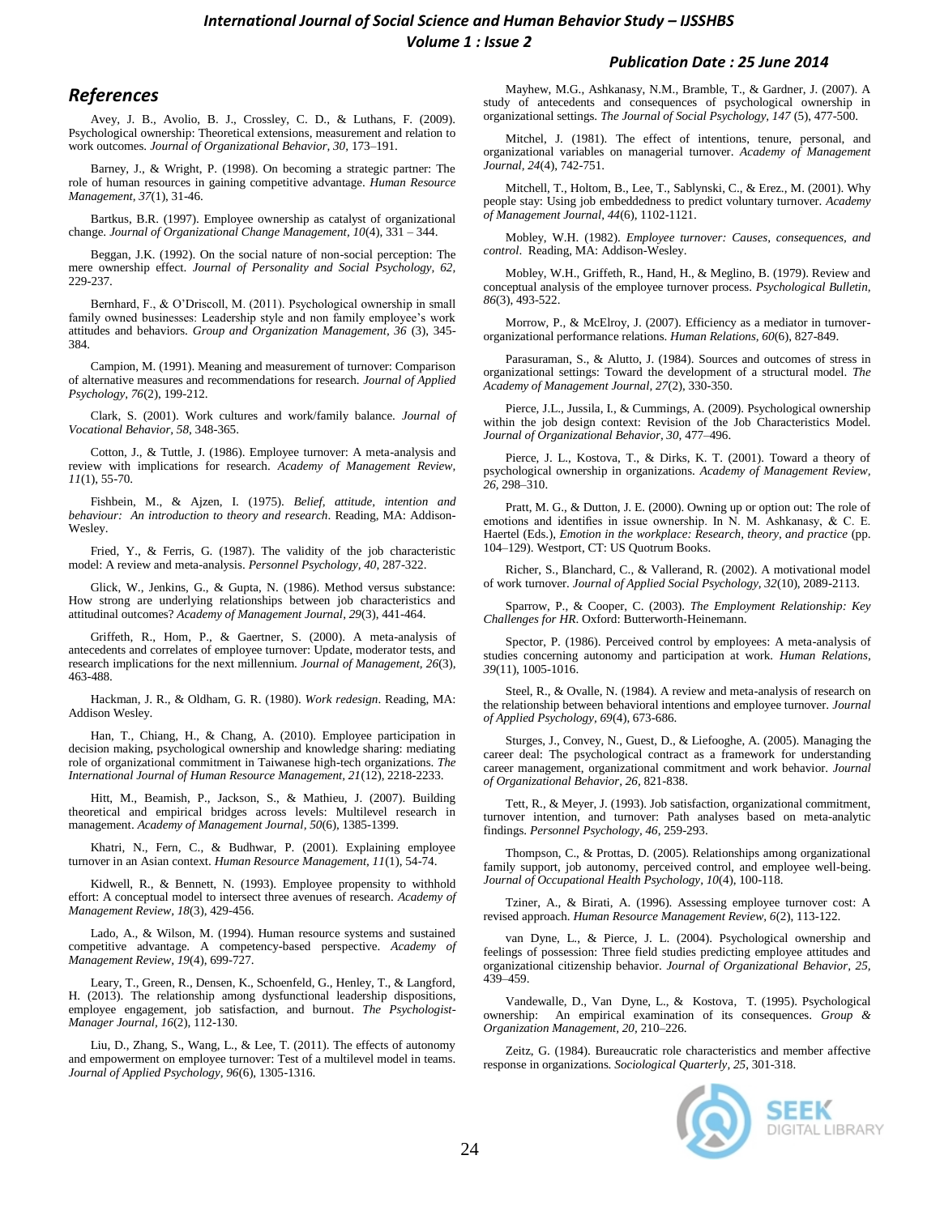## *References*

Avey, J. B., Avolio, B. J., Crossley, C. D., & Luthans, F. (2009). Psychological ownership: Theoretical extensions, measurement and relation to work outcomes. *Journal of Organizational Behavior, 30*, 173–191.

Barney, J., & Wright, P. (1998). On becoming a strategic partner: The role of human resources in gaining competitive advantage. *Human Resource Management, 37*(1), 31-46.

Bartkus, B.R. (1997). Employee ownership as catalyst of organizational change. *Journal of Organizational Change Management, 10*(4), 331 – 344.

Beggan, J.K. (1992). On the social nature of non-social perception: The mere ownership effect. *Journal of Personality and Social Psychology, 62*, 229-237.

Bernhard, F., & O'Driscoll, M. (2011). Psychological ownership in small family owned businesses: Leadership style and non family employee's work attitudes and behaviors. *Group and Organization Management, 36* (3), 345-384.

Campion, M. (1991). Meaning and measurement of turnover: Comparison of alternative measures and recommendations for research. *Journal of Applied Psychology, 76*(2), 199-212.

Clark, S. (2001). Work cultures and work/family balance. *Journal of Vocational Behavior, 58*, 348-365.

Cotton, J., & Tuttle, J. (1986). Employee turnover: A meta-analysis and review with implications for research. *Academy of Management Review, 11*(1), 55-70.

Fishbein, M., & Ajzen, I. (1975). *Belief, attitude, intention and behaviour: An introduction to theory and research*. Reading, MA: Addison-Wesley.

Fried, Y., & Ferris, G. (1987). The validity of the job characteristic model: A review and meta-analysis. *Personnel Psychology, 40*, 287-322.

Glick, W., Jenkins, G., & Gupta, N. (1986). Method versus substance: How strong are underlying relationships between job characteristics and attitudinal outcomes? *Academy of Management Journal, 29*(3), 441-464.

Griffeth, R., Hom, P., & Gaertner, S. (2000). A meta-analysis of antecedents and correlates of employee turnover: Update, moderator tests, and research implications for the next millennium. *Journal of Management, 26*(3), 463-488.

Hackman, J. R., & Oldham, G. R. (1980). *Work redesign*. Reading, MA: Addison Wesley.

Han, T., Chiang, H., & Chang, A. (2010). Employee participation in decision making, psychological ownership and knowledge sharing: mediating role of organizational commitment in Taiwanese high-tech organizations. *The International Journal of Human Resource Management, 21*(12), 2218-2233.

Hitt, M., Beamish, P., Jackson, S., & Mathieu, J. (2007). Building theoretical and empirical bridges across levels: Multilevel research in management. *Academy of Management Journal, 50*(6), 1385-1399.

Khatri, N., Fern, C., & Budhwar, P. (2001). Explaining employee turnover in an Asian context. *Human Resource Management, 11*(1), 54-74.

Kidwell, R., & Bennett, N. (1993). Employee propensity to withhold effort: A conceptual model to intersect three avenues of research. *Academy of Management Review, 18*(3), 429-456.

Lado, A., & Wilson, M. (1994). Human resource systems and sustained competitive advantage. A competency-based perspective. *Academy of Management Review, 19*(4), 699-727.

Leary, T., Green, R., Densen, K., Schoenfeld, G., Henley, T., & Langford, H. (2013). The relationship among dysfunctional leadership dispositions, employee engagement, job satisfaction, and burnout. *The Psychologist-Manager Journal, 16*(2), 112-130.

Liu, D., Zhang, S., Wang, L., & Lee, T. (2011). The effects of autonomy and empowerment on employee turnover: Test of a multilevel model in teams. *Journal of Applied Psychology, 96*(6), 1305-1316.

Mayhew, M.G., Ashkanasy, N.M., Bramble, T., & Gardner, J. (2007). A study of antecedents and consequences of psychological ownership in organizational settings. *The Journal of Social Psychology, 147* (5), 477-500.

Mitchel, J. (1981). The effect of intentions, tenure, personal, and organizational variables on managerial turnover. *Academy of Management Journal, 24*(4), 742-751.

Mitchell, T., Holtom, B., Lee, T., Sablynski, C., & Erez., M. (2001). Why people stay: Using job embeddedness to predict voluntary turnover. *Academy of Management Journal, 44*(6), 1102-1121.

Mobley, W.H. (1982). *Employee turnover: Causes, consequences, and control*. Reading, MA: Addison-Wesley.

Mobley, W.H., Griffeth, R., Hand, H., & Meglino, B. (1979). Review and conceptual analysis of the employee turnover process. *Psychological Bulletin, 86*(3), 493-522.

Morrow, P., & McElroy, J. (2007). Efficiency as a mediator in turnover-organizational performance relations. *Human Relations, 60*(6), 827-849.

Parasuraman, S., & Alutto, J. (1984). Sources and outcomes of stress in organizational settings: Toward the development of a structural model. *The Academy of Management Journal, 27*(2), 330-350.

Pierce, J.L., Jussila, I., & Cummings, A. (2009). Psychological ownership within the job design context: Revision of the Job Characteristics Model. *Journal of Organizational Behavior, 30*, 477–496.

Pierce, J. L., Kostova, T., & Dirks, K. T. (2001). Toward a theory of psychological ownership in organizations. *Academy of Management Review, 26*, 298–310.

Pratt, M. G., & Dutton, J. E. (2000). Owning up or option out: The role of emotions and identifies in issue ownership. In N. M. Ashkanasy, & C. E. Haertel (Eds.), *Emotion in the workplace: Research, theory, and practice* (pp. 104–129). Westport, CT: US Quotrum Books.

Richer, S., Blanchard, C., & Vallerand, R. (2002). A motivational model of work turnover. *Journal of Applied Social Psychology, 32*(10), 2089-2113.

Sparrow, P., & Cooper, C. (2003). *The Employment Relationship: Key Challenges for HR*. Oxford: Butterworth-Heinemann.

Spector, P. (1986). Perceived control by employees: A meta-analysis of studies concerning autonomy and participation at work. *Human Relations, 39*(11), 1005-1016.

Steel, R., & Ovalle, N. (1984). A review and meta-analysis of research on the relationship between behavioral intentions and employee turnover. *Journal of Applied Psychology, 69*(4), 673-686.

Sturges, J., Convey, N., Guest, D., & Liefooghe, A. (2005). Managing the career deal: The psychological contract as a framework for understanding career management, organizational commitment and work behavior. *Journal of Organizational Behavior, 26*, 821-838.

Tett, R., & Meyer, J. (1993). Job satisfaction, organizational commitment, turnover intention, and turnover: Path analyses based on meta-analytic findings. *Personnel Psychology, 46*, 259-293.

Thompson, C., & Prottas, D. (2005). Relationships among organizational family support, job autonomy, perceived control, and employee well-being. *Journal of Occupational Health Psychology, 10*(4), 100-118.

Tziner, A., & Birati, A. (1996). Assessing employee turnover cost: A revised approach. *Human Resource Management Review, 6*(2), 113-122.

van Dyne, L., & Pierce, J. L. (2004). Psychological ownership and feelings of possession: Three field studies predicting employee attitudes and organizational citizenship behavior. *Journal of Organizational Behavior, 25*, 439–459.

Vandewalle, D., Van Dyne, L., & Kostova, T. (1995). Psychological ownership: An empirical examination of its consequences. *Group & Organization Management, 20*, 210–226.

Zeitz, G. (1984). Bureaucratic role characteristics and member affective response in organizations. *Sociological Quarterly, 25*, 301-318.